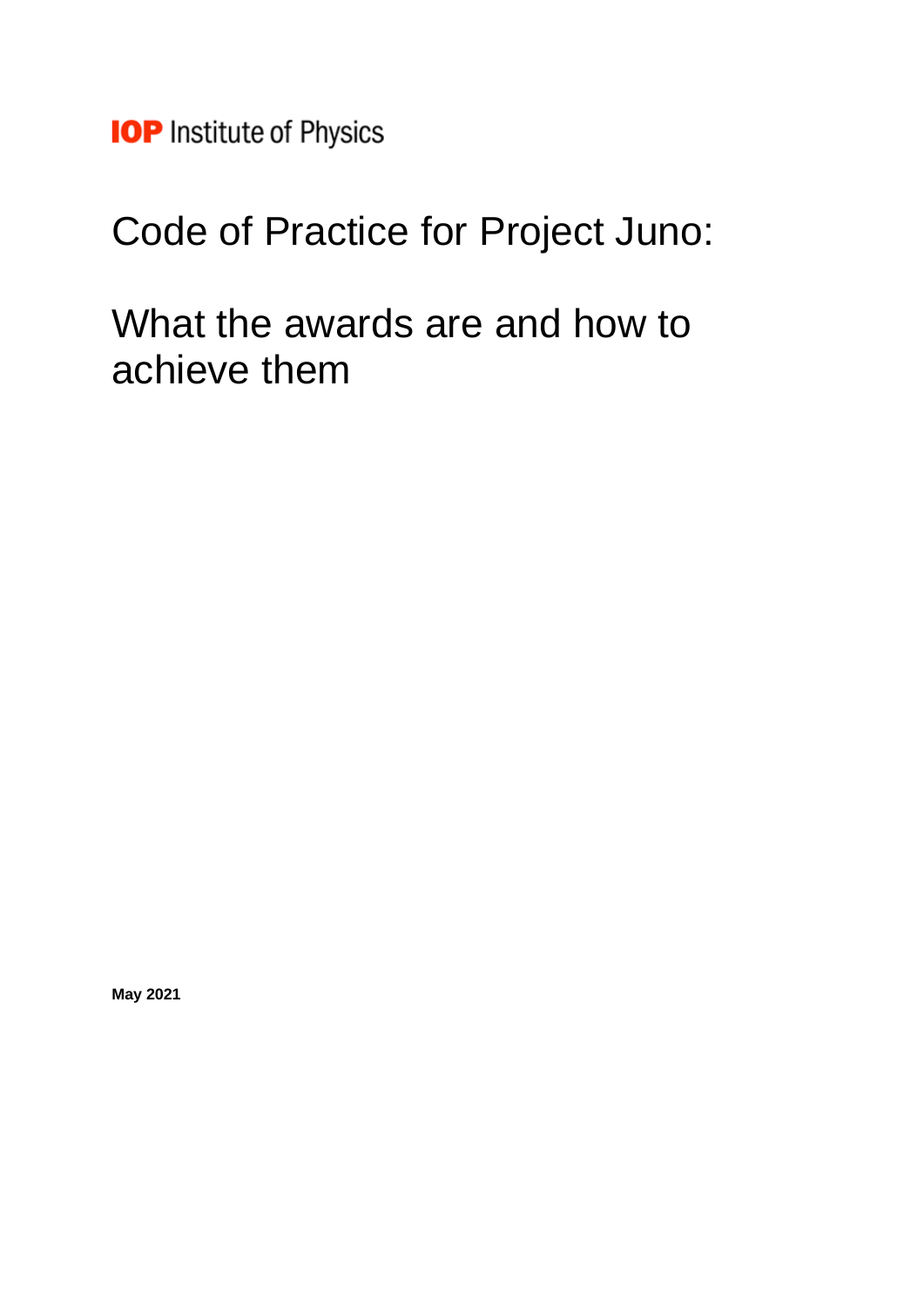IOP Institute of Physics

# Code of Practice for Project Juno:

# What the awards are and how to achieve them

**May 2021**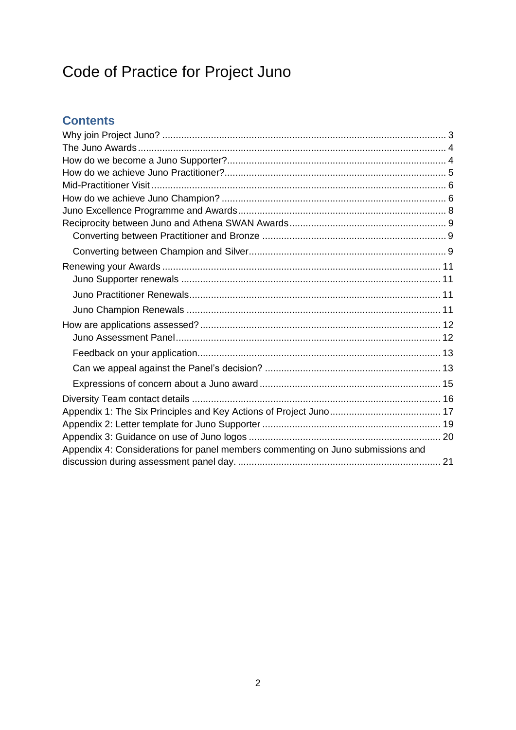# Code of Practice for Project Juno

## Contents

Why join Project Juno? ........................................................................................................ 3
The Juno Awards ................................................................................................................. 4
How do we become a Juno Supporter? ................................................................................ 4
How do we achieve Juno Practitioner? ................................................................................. 5
Mid-Practitioner Visit ............................................................................................................ 6
How do we achieve Juno Champion? .................................................................................. 6
Juno Excellence Programme and Awards ............................................................................ 8
Reciprocity between Juno and Athena SWAN Awards ......................................................... 9
    Converting between Practitioner and Bronze .................................................................... 9
    Converting between Champion and Silver ........................................................................ 9
Renewing your Awards ...................................................................................................... 11
    Juno Supporter renewals ............................................................................................... 11
    Juno Practitioner Renewals ............................................................................................ 11
    Juno Champion Renewals ............................................................................................. 11
How are applications assessed? ........................................................................................ 12
    Juno Assessment Panel ................................................................................................. 12
    Feedback on your application ......................................................................................... 13
    Can we appeal against the Panel's decision? ................................................................ 13
    Expressions of concern about a Juno award ................................................................... 15
Diversity Team contact details ............................................................................................ 16
Appendix 1: The Six Principles and Key Actions of Project Juno ......................................... 17
Appendix 2: Letter template for Juno Supporter .................................................................. 19
Appendix 3: Guidance on use of Juno logos ....................................................................... 20
Appendix 4: Considerations for panel members commenting on Juno submissions and discussion during assessment panel day. ........................................................................... 21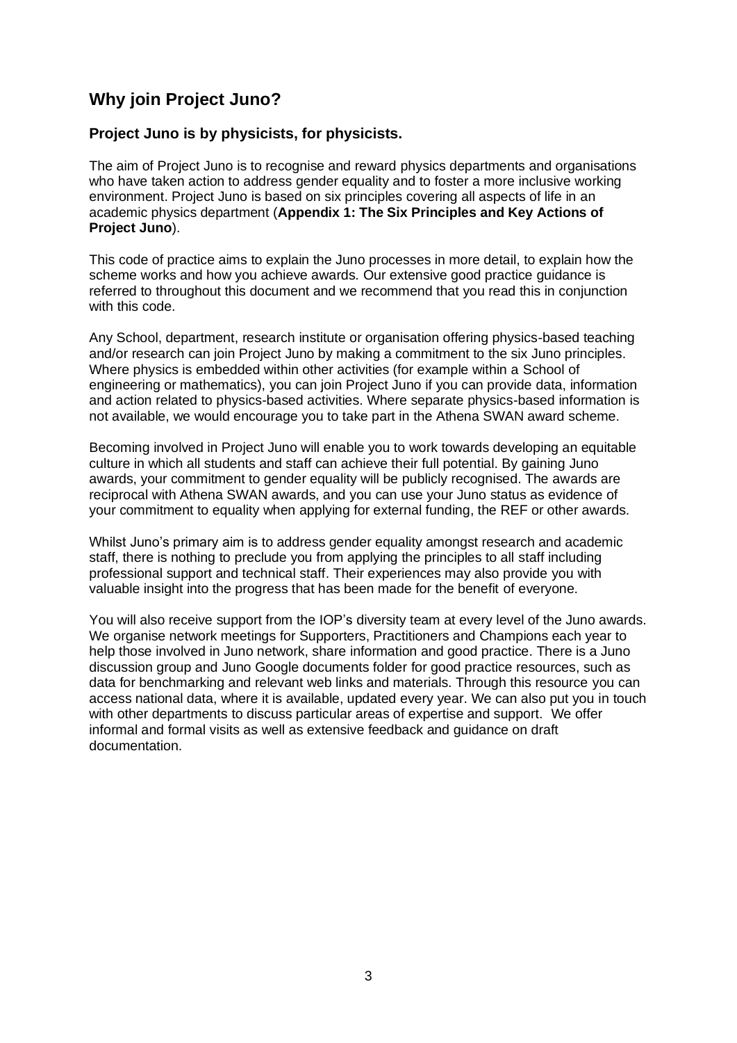## Why join Project Juno?

### Project Juno is by physicists, for physicists.

The aim of Project Juno is to recognise and reward physics departments and organisations who have taken action to address gender equality and to foster a more inclusive working environment. Project Juno is based on six principles covering all aspects of life in an academic physics department (**Appendix 1: The Six Principles and Key Actions of Project Juno**).

This code of practice aims to explain the Juno processes in more detail, to explain how the scheme works and how you achieve awards. Our extensive good practice guidance is referred to throughout this document and we recommend that you read this in conjunction with this code.

Any School, department, research institute or organisation offering physics-based teaching and/or research can join Project Juno by making a commitment to the six Juno principles. Where physics is embedded within other activities (for example within a School of engineering or mathematics), you can join Project Juno if you can provide data, information and action related to physics-based activities. Where separate physics-based information is not available, we would encourage you to take part in the Athena SWAN award scheme.

Becoming involved in Project Juno will enable you to work towards developing an equitable culture in which all students and staff can achieve their full potential. By gaining Juno awards, your commitment to gender equality will be publicly recognised. The awards are reciprocal with Athena SWAN awards, and you can use your Juno status as evidence of your commitment to equality when applying for external funding, the REF or other awards.

Whilst Juno's primary aim is to address gender equality amongst research and academic staff, there is nothing to preclude you from applying the principles to all staff including professional support and technical staff. Their experiences may also provide you with valuable insight into the progress that has been made for the benefit of everyone.

You will also receive support from the IOP's diversity team at every level of the Juno awards. We organise network meetings for Supporters, Practitioners and Champions each year to help those involved in Juno network, share information and good practice. There is a Juno discussion group and Juno Google documents folder for good practice resources, such as data for benchmarking and relevant web links and materials. Through this resource you can access national data, where it is available, updated every year. We can also put you in touch with other departments to discuss particular areas of expertise and support. We offer informal and formal visits as well as extensive feedback and guidance on draft documentation.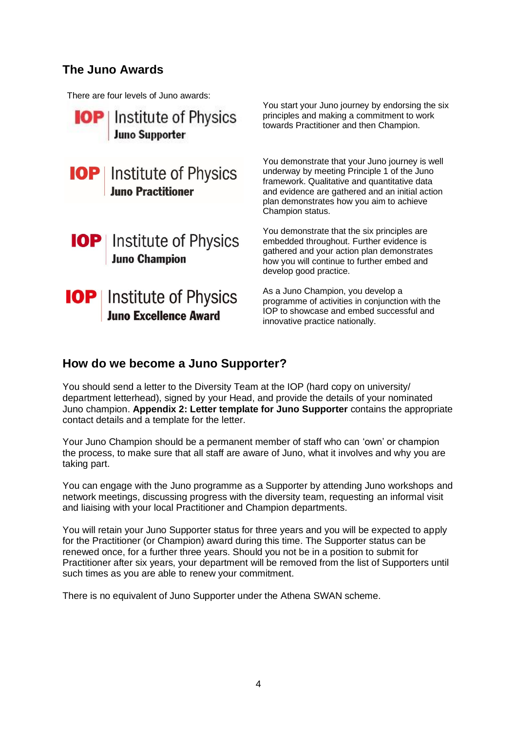## The Juno Awards

There are four levels of Juno awards:

| | |
|---|---|
| **IOP** Institute of Physics **Juno Supporter** | You start your Juno journey by endorsing the six principles and making a commitment to work towards Practitioner and then Champion. |
| **IOP** Institute of Physics **Juno Practitioner** | You demonstrate that your Juno journey is well underway by meeting Principle 1 of the Juno framework. Qualitative and quantitative data and evidence are gathered and an initial action plan demonstrates how you aim to achieve Champion status. |
| **IOP** Institute of Physics **Juno Champion** | You demonstrate that the six principles are embedded throughout. Further evidence is gathered and your action plan demonstrates how you will continue to further embed and develop good practice. |
| **IOP** Institute of Physics **Juno Excellence Award** | As a Juno Champion, you develop a programme of activities in conjunction with the IOP to showcase and embed successful and innovative practice nationally. |

## How do we become a Juno Supporter?

You should send a letter to the Diversity Team at the IOP (hard copy on university/ department letterhead), signed by your Head, and provide the details of your nominated Juno champion. **Appendix 2: Letter template for Juno Supporter** contains the appropriate contact details and a template for the letter.

Your Juno Champion should be a permanent member of staff who can 'own' or champion the process, to make sure that all staff are aware of Juno, what it involves and why you are taking part.

You can engage with the Juno programme as a Supporter by attending Juno workshops and network meetings, discussing progress with the diversity team, requesting an informal visit and liaising with your local Practitioner and Champion departments.

You will retain your Juno Supporter status for three years and you will be expected to apply for the Practitioner (or Champion) award during this time. The Supporter status can be renewed once, for a further three years. Should you not be in a position to submit for Practitioner after six years, your department will be removed from the list of Supporters until such times as you are able to renew your commitment.

There is no equivalent of Juno Supporter under the Athena SWAN scheme.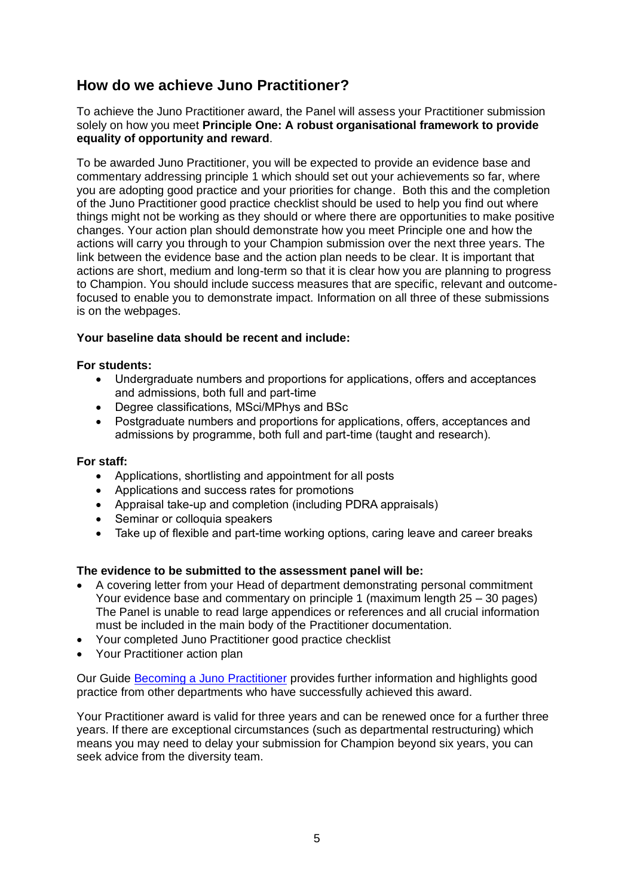## How do we achieve Juno Practitioner?

To achieve the Juno Practitioner award, the Panel will assess your Practitioner submission solely on how you meet **Principle One: A robust organisational framework to provide equality of opportunity and reward**.

To be awarded Juno Practitioner, you will be expected to provide an evidence base and commentary addressing principle 1 which should set out your achievements so far, where you are adopting good practice and your priorities for change. Both this and the completion of the Juno Practitioner good practice checklist should be used to help you find out where things might not be working as they should or where there are opportunities to make positive changes. Your action plan should demonstrate how you meet Principle one and how the actions will carry you through to your Champion submission over the next three years. The link between the evidence base and the action plan needs to be clear. It is important that actions are short, medium and long-term so that it is clear how you are planning to progress to Champion. You should include success measures that are specific, relevant and outcome-focused to enable you to demonstrate impact. Information on all three of these submissions is on the webpages.

**Your baseline data should be recent and include:**

**For students:**

- Undergraduate numbers and proportions for applications, offers and acceptances and admissions, both full and part-time
- Degree classifications, MSci/MPhys and BSc
- Postgraduate numbers and proportions for applications, offers, acceptances and admissions by programme, both full and part-time (taught and research).

**For staff:**

- Applications, shortlisting and appointment for all posts
- Applications and success rates for promotions
- Appraisal take-up and completion (including PDRA appraisals)
- Seminar or colloquia speakers
- Take up of flexible and part-time working options, caring leave and career breaks

**The evidence to be submitted to the assessment panel will be:**

- A covering letter from your Head of department demonstrating personal commitment Your evidence base and commentary on principle 1 (maximum length 25 – 30 pages) The Panel is unable to read large appendices or references and all crucial information must be included in the main body of the Practitioner documentation.
- Your completed Juno Practitioner good practice checklist
- Your Practitioner action plan

Our Guide [Becoming a Juno Practitioner] provides further information and highlights good practice from other departments who have successfully achieved this award.

Your Practitioner award is valid for three years and can be renewed once for a further three years. If there are exceptional circumstances (such as departmental restructuring) which means you may need to delay your submission for Champion beyond six years, you can seek advice from the diversity team.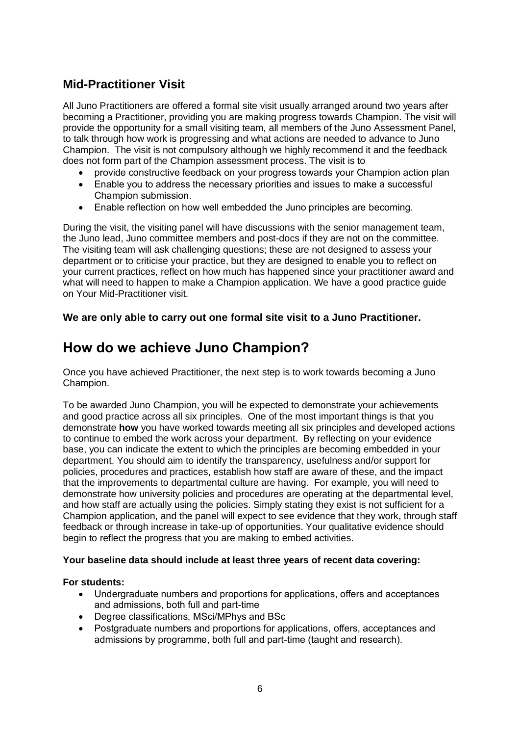## Mid-Practitioner Visit

All Juno Practitioners are offered a formal site visit usually arranged around two years after becoming a Practitioner, providing you are making progress towards Champion. The visit will provide the opportunity for a small visiting team, all members of the Juno Assessment Panel, to talk through how work is progressing and what actions are needed to advance to Juno Champion. The visit is not compulsory although we highly recommend it and the feedback does not form part of the Champion assessment process. The visit is to

- provide constructive feedback on your progress towards your Champion action plan
- Enable you to address the necessary priorities and issues to make a successful Champion submission.
- Enable reflection on how well embedded the Juno principles are becoming.

During the visit, the visiting panel will have discussions with the senior management team, the Juno lead, Juno committee members and post-docs if they are not on the committee. The visiting team will ask challenging questions; these are not designed to assess your department or to criticise your practice, but they are designed to enable you to reflect on your current practices, reflect on how much has happened since your practitioner award and what will need to happen to make a Champion application. We have a good practice guide on Your Mid-Practitioner visit.

**We are only able to carry out one formal site visit to a Juno Practitioner.**

# How do we achieve Juno Champion?

Once you have achieved Practitioner, the next step is to work towards becoming a Juno Champion.

To be awarded Juno Champion, you will be expected to demonstrate your achievements and good practice across all six principles. One of the most important things is that you demonstrate **how** you have worked towards meeting all six principles and developed actions to continue to embed the work across your department. By reflecting on your evidence base, you can indicate the extent to which the principles are becoming embedded in your department. You should aim to identify the transparency, usefulness and/or support for policies, procedures and practices, establish how staff are aware of these, and the impact that the improvements to departmental culture are having. For example, you will need to demonstrate how university policies and procedures are operating at the departmental level, and how staff are actually using the policies. Simply stating they exist is not sufficient for a Champion application, and the panel will expect to see evidence that they work, through staff feedback or through increase in take-up of opportunities. Your qualitative evidence should begin to reflect the progress that you are making to embed activities.

**Your baseline data should include at least three years of recent data covering:**

**For students:**

- Undergraduate numbers and proportions for applications, offers and acceptances and admissions, both full and part-time
- Degree classifications, MSci/MPhys and BSc
- Postgraduate numbers and proportions for applications, offers, acceptances and admissions by programme, both full and part-time (taught and research).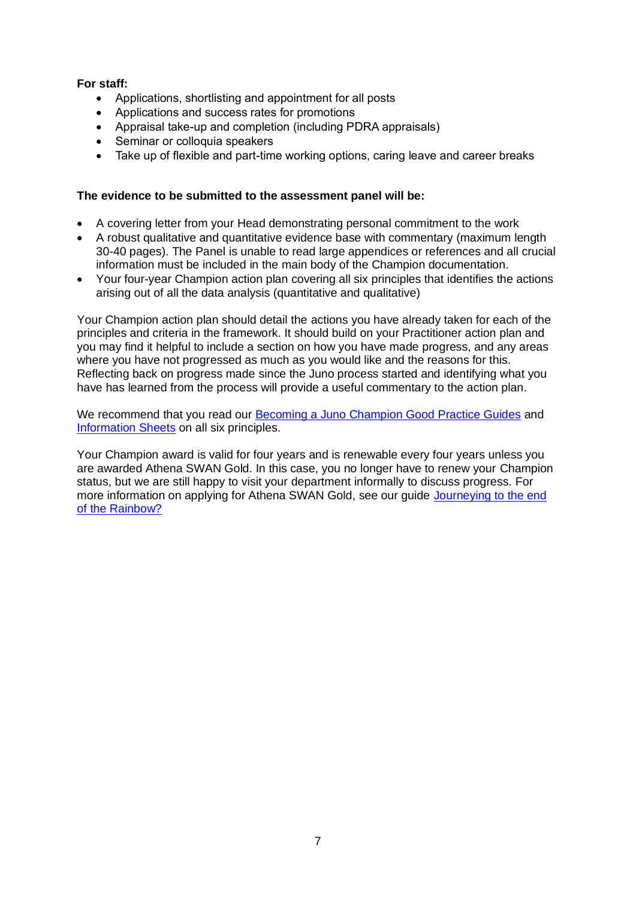**For staff:**

- Applications, shortlisting and appointment for all posts
- Applications and success rates for promotions
- Appraisal take-up and completion (including PDRA appraisals)
- Seminar or colloquia speakers
- Take up of flexible and part-time working options, caring leave and career breaks

**The evidence to be submitted to the assessment panel will be:**

- A covering letter from your Head demonstrating personal commitment to the work
- A robust qualitative and quantitative evidence base with commentary (maximum length 30-40 pages). The Panel is unable to read large appendices or references and all crucial information must be included in the main body of the Champion documentation.
- Your four-year Champion action plan covering all six principles that identifies the actions arising out of all the data analysis (quantitative and qualitative)

Your Champion action plan should detail the actions you have already taken for each of the principles and criteria in the framework. It should build on your Practitioner action plan and you may find it helpful to include a section on how you have made progress, and any areas where you have not progressed as much as you would like and the reasons for this. Reflecting back on progress made since the Juno process started and identifying what you have has learned from the process will provide a useful commentary to the action plan.

We recommend that you read our Becoming a Juno Champion Good Practice Guides and Information Sheets on all six principles.

Your Champion award is valid for four years and is renewable every four years unless you are awarded Athena SWAN Gold. In this case, you no longer have to renew your Champion status, but we are still happy to visit your department informally to discuss progress. For more information on applying for Athena SWAN Gold, see our guide Journeying to the end of the Rainbow?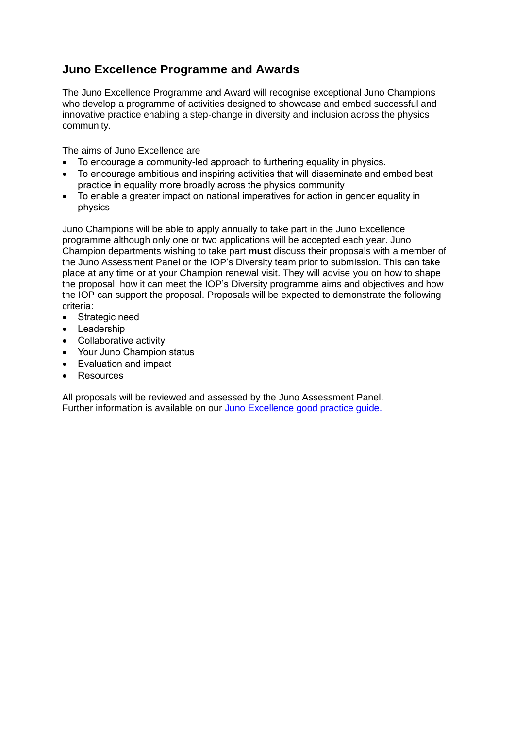## Juno Excellence Programme and Awards

The Juno Excellence Programme and Award will recognise exceptional Juno Champions who develop a programme of activities designed to showcase and embed successful and innovative practice enabling a step-change in diversity and inclusion across the physics community.

The aims of Juno Excellence are

- To encourage a community-led approach to furthering equality in physics.
- To encourage ambitious and inspiring activities that will disseminate and embed best practice in equality more broadly across the physics community
- To enable a greater impact on national imperatives for action in gender equality in physics

Juno Champions will be able to apply annually to take part in the Juno Excellence programme although only one or two applications will be accepted each year. Juno Champion departments wishing to take part **must** discuss their proposals with a member of the Juno Assessment Panel or the IOP's Diversity team prior to submission. This can take place at any time or at your Champion renewal visit. They will advise you on how to shape the proposal, how it can meet the IOP's Diversity programme aims and objectives and how the IOP can support the proposal. Proposals will be expected to demonstrate the following criteria:

- Strategic need
- Leadership
- Collaborative activity
- Your Juno Champion status
- Evaluation and impact
- Resources

All proposals will be reviewed and assessed by the Juno Assessment Panel.
Further information is available on our [Juno Excellence good practice guide.]()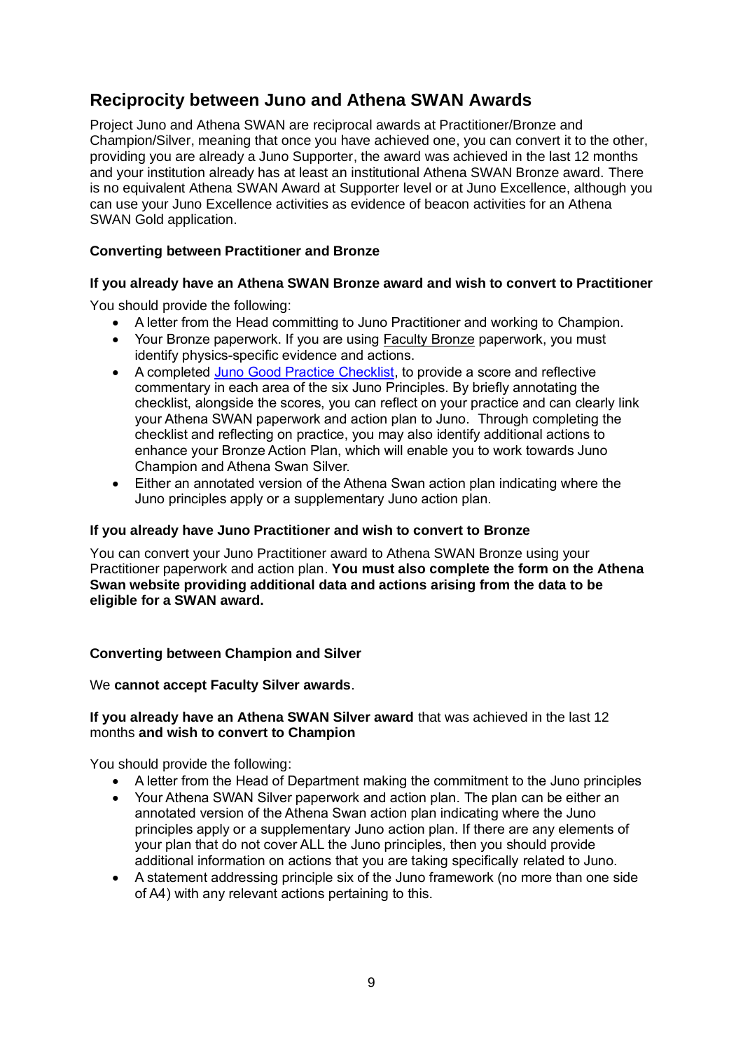## Reciprocity between Juno and Athena SWAN Awards

Project Juno and Athena SWAN are reciprocal awards at Practitioner/Bronze and Champion/Silver, meaning that once you have achieved one, you can convert it to the other, providing you are already a Juno Supporter, the award was achieved in the last 12 months and your institution already has at least an institutional Athena SWAN Bronze award. There is no equivalent Athena SWAN Award at Supporter level or at Juno Excellence, although you can use your Juno Excellence activities as evidence of beacon activities for an Athena SWAN Gold application.

**Converting between Practitioner and Bronze**

**If you already have an Athena SWAN Bronze award and wish to convert to Practitioner**

You should provide the following:

- A letter from the Head committing to Juno Practitioner and working to Champion.
- Your Bronze paperwork. If you are using Faculty Bronze paperwork, you must identify physics-specific evidence and actions.
- A completed Juno Good Practice Checklist, to provide a score and reflective commentary in each area of the six Juno Principles. By briefly annotating the checklist, alongside the scores, you can reflect on your practice and can clearly link your Athena SWAN paperwork and action plan to Juno. Through completing the checklist and reflecting on practice, you may also identify additional actions to enhance your Bronze Action Plan, which will enable you to work towards Juno Champion and Athena Swan Silver.
- Either an annotated version of the Athena Swan action plan indicating where the Juno principles apply or a supplementary Juno action plan.

**If you already have Juno Practitioner and wish to convert to Bronze**

You can convert your Juno Practitioner award to Athena SWAN Bronze using your Practitioner paperwork and action plan. **You must also complete the form on the Athena Swan website providing additional data and actions arising from the data to be eligible for a SWAN award.**

**Converting between Champion and Silver**

We **cannot accept Faculty Silver awards**.

**If you already have an Athena SWAN Silver award** that was achieved in the last 12 months **and wish to convert to Champion**

You should provide the following:

- A letter from the Head of Department making the commitment to the Juno principles
- Your Athena SWAN Silver paperwork and action plan. The plan can be either an annotated version of the Athena Swan action plan indicating where the Juno principles apply or a supplementary Juno action plan. If there are any elements of your plan that do not cover ALL the Juno principles, then you should provide additional information on actions that you are taking specifically related to Juno.
- A statement addressing principle six of the Juno framework (no more than one side of A4) with any relevant actions pertaining to this.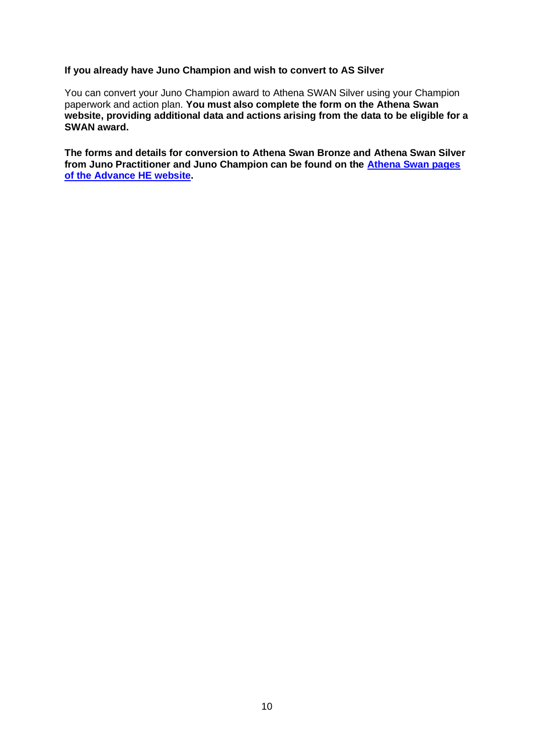**If you already have Juno Champion and wish to convert to AS Silver**

You can convert your Juno Champion award to Athena SWAN Silver using your Champion paperwork and action plan. **You must also complete the form on the Athena Swan website, providing additional data and actions arising from the data to be eligible for a SWAN award.**

**The forms and details for conversion to Athena Swan Bronze and Athena Swan Silver from Juno Practitioner and Juno Champion can be found on the Athena Swan pages of the Advance HE website.**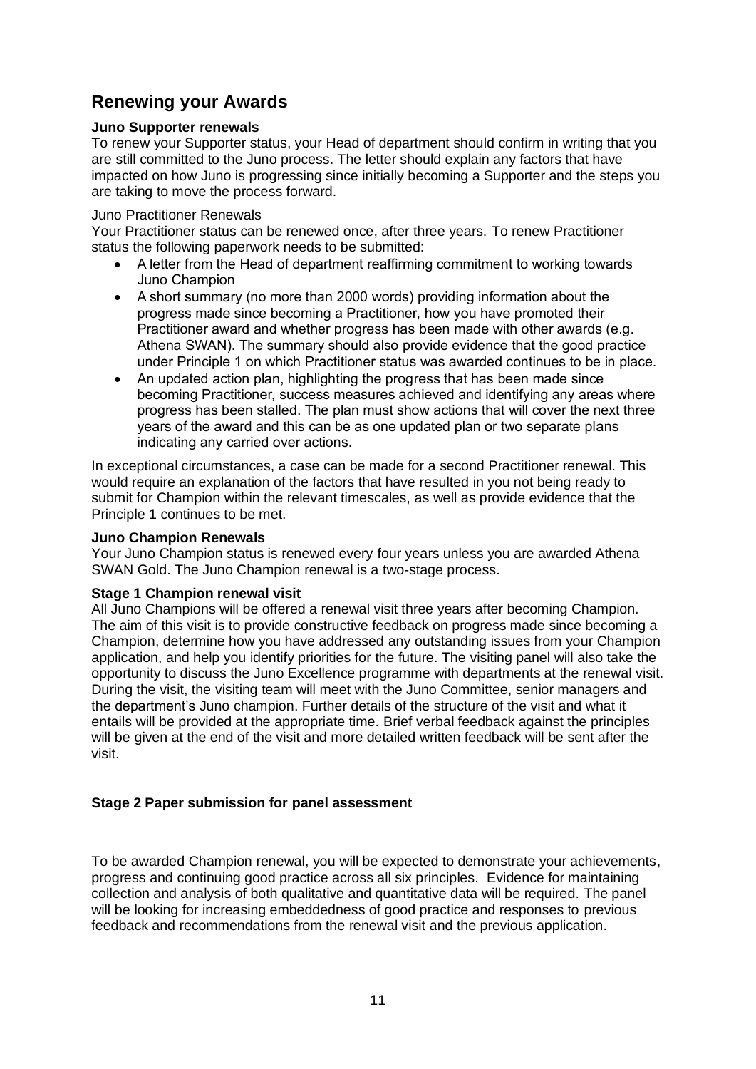## Renewing your Awards

**Juno Supporter renewals**

To renew your Supporter status, your Head of department should confirm in writing that you are still committed to the Juno process. The letter should explain any factors that have impacted on how Juno is progressing since initially becoming a Supporter and the steps you are taking to move the process forward.

Juno Practitioner Renewals

Your Practitioner status can be renewed once, after three years. To renew Practitioner status the following paperwork needs to be submitted:

- A letter from the Head of department reaffirming commitment to working towards Juno Champion
- A short summary (no more than 2000 words) providing information about the progress made since becoming a Practitioner, how you have promoted their Practitioner award and whether progress has been made with other awards (e.g. Athena SWAN). The summary should also provide evidence that the good practice under Principle 1 on which Practitioner status was awarded continues to be in place.
- An updated action plan, highlighting the progress that has been made since becoming Practitioner, success measures achieved and identifying any areas where progress has been stalled. The plan must show actions that will cover the next three years of the award and this can be as one updated plan or two separate plans indicating any carried over actions.

In exceptional circumstances, a case can be made for a second Practitioner renewal. This would require an explanation of the factors that have resulted in you not being ready to submit for Champion within the relevant timescales, as well as provide evidence that the Principle 1 continues to be met.

**Juno Champion Renewals**

Your Juno Champion status is renewed every four years unless you are awarded Athena SWAN Gold. The Juno Champion renewal is a two-stage process.

**Stage 1 Champion renewal visit**

All Juno Champions will be offered a renewal visit three years after becoming Champion. The aim of this visit is to provide constructive feedback on progress made since becoming a Champion, determine how you have addressed any outstanding issues from your Champion application, and help you identify priorities for the future. The visiting panel will also take the opportunity to discuss the Juno Excellence programme with departments at the renewal visit. During the visit, the visiting team will meet with the Juno Committee, senior managers and the department's Juno champion. Further details of the structure of the visit and what it entails will be provided at the appropriate time. Brief verbal feedback against the principles will be given at the end of the visit and more detailed written feedback will be sent after the visit.

**Stage 2 Paper submission for panel assessment**

To be awarded Champion renewal, you will be expected to demonstrate your achievements, progress and continuing good practice across all six principles. Evidence for maintaining collection and analysis of both qualitative and quantitative data will be required. The panel will be looking for increasing embeddedness of good practice and responses to previous feedback and recommendations from the renewal visit and the previous application.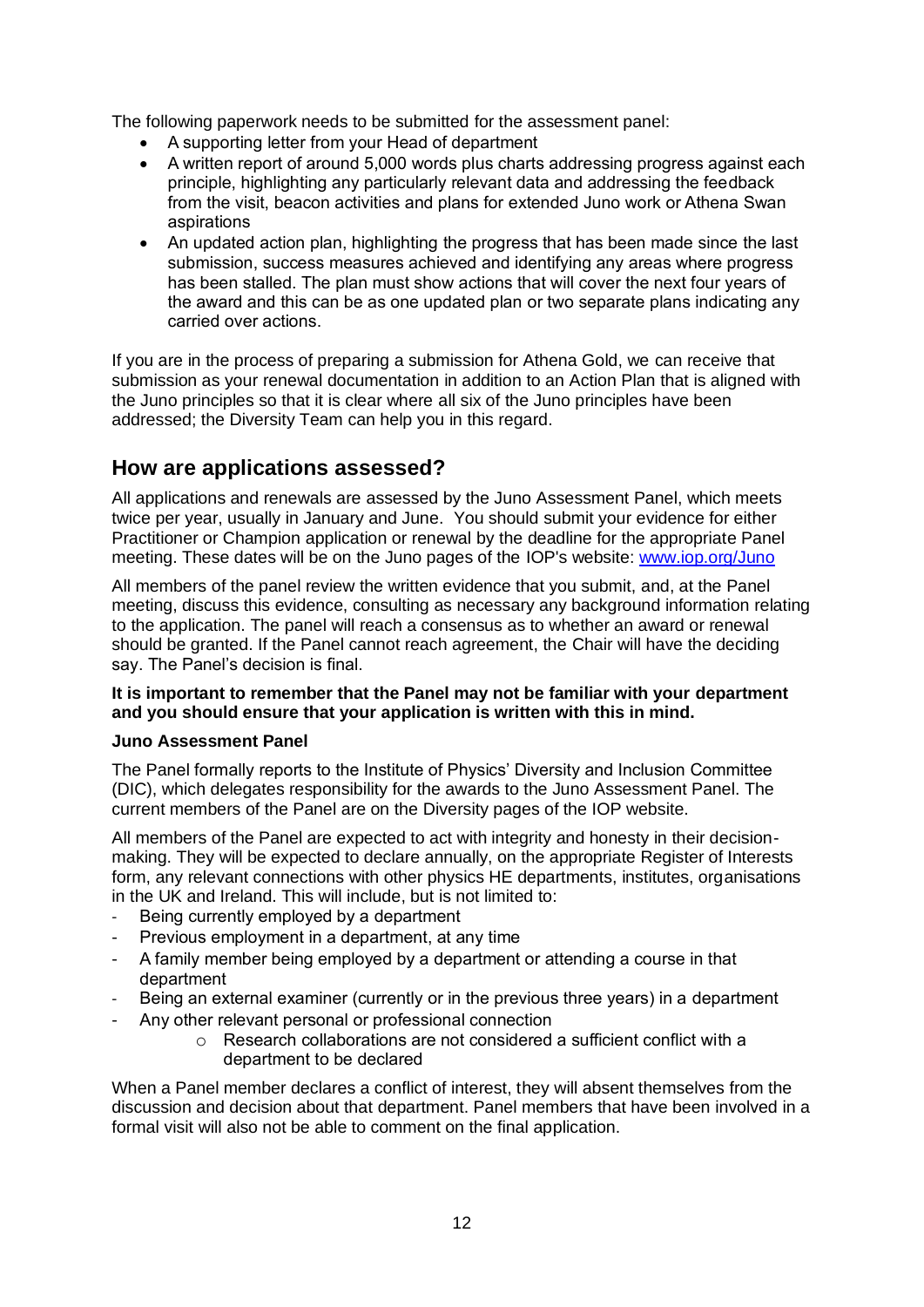The following paperwork needs to be submitted for the assessment panel:

- A supporting letter from your Head of department
- A written report of around 5,000 words plus charts addressing progress against each principle, highlighting any particularly relevant data and addressing the feedback from the visit, beacon activities and plans for extended Juno work or Athena Swan aspirations
- An updated action plan, highlighting the progress that has been made since the last submission, success measures achieved and identifying any areas where progress has been stalled. The plan must show actions that will cover the next four years of the award and this can be as one updated plan or two separate plans indicating any carried over actions.

If you are in the process of preparing a submission for Athena Gold, we can receive that submission as your renewal documentation in addition to an Action Plan that is aligned with the Juno principles so that it is clear where all six of the Juno principles have been addressed; the Diversity Team can help you in this regard.

## How are applications assessed?

All applications and renewals are assessed by the Juno Assessment Panel, which meets twice per year, usually in January and June. You should submit your evidence for either Practitioner or Champion application or renewal by the deadline for the appropriate Panel meeting. These dates will be on the Juno pages of the IOP's website: [www.iop.org/Juno](www.iop.org/Juno)

All members of the panel review the written evidence that you submit, and, at the Panel meeting, discuss this evidence, consulting as necessary any background information relating to the application. The panel will reach a consensus as to whether an award or renewal should be granted. If the Panel cannot reach agreement, the Chair will have the deciding say. The Panel's decision is final.

**It is important to remember that the Panel may not be familiar with your department and you should ensure that your application is written with this in mind.**

**Juno Assessment Panel**

The Panel formally reports to the Institute of Physics' Diversity and Inclusion Committee (DIC), which delegates responsibility for the awards to the Juno Assessment Panel. The current members of the Panel are on the Diversity pages of the IOP website.

All members of the Panel are expected to act with integrity and honesty in their decision-making. They will be expected to declare annually, on the appropriate Register of Interests form, any relevant connections with other physics HE departments, institutes, organisations in the UK and Ireland. This will include, but is not limited to:

- Being currently employed by a department
- Previous employment in a department, at any time
- A family member being employed by a department or attending a course in that department
- Being an external examiner (currently or in the previous three years) in a department
- Any other relevant personal or professional connection
    - Research collaborations are not considered a sufficient conflict with a department to be declared

When a Panel member declares a conflict of interest, they will absent themselves from the discussion and decision about that department. Panel members that have been involved in a formal visit will also not be able to comment on the final application.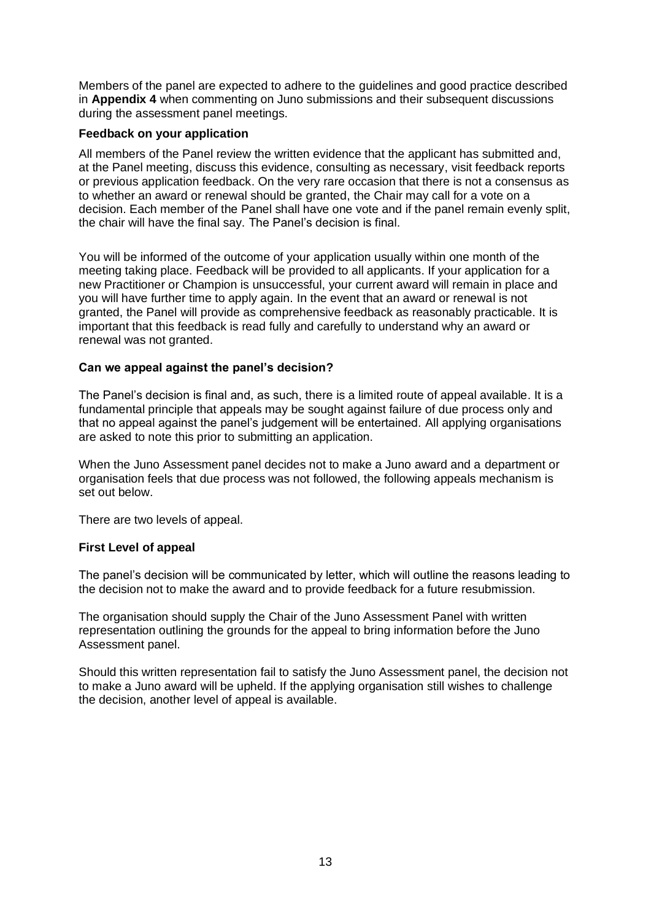Members of the panel are expected to adhere to the guidelines and good practice described in **Appendix 4** when commenting on Juno submissions and their subsequent discussions during the assessment panel meetings.

**Feedback on your application**

All members of the Panel review the written evidence that the applicant has submitted and, at the Panel meeting, discuss this evidence, consulting as necessary, visit feedback reports or previous application feedback. On the very rare occasion that there is not a consensus as to whether an award or renewal should be granted, the Chair may call for a vote on a decision. Each member of the Panel shall have one vote and if the panel remain evenly split, the chair will have the final say. The Panel's decision is final.

You will be informed of the outcome of your application usually within one month of the meeting taking place. Feedback will be provided to all applicants. If your application for a new Practitioner or Champion is unsuccessful, your current award will remain in place and you will have further time to apply again. In the event that an award or renewal is not granted, the Panel will provide as comprehensive feedback as reasonably practicable. It is important that this feedback is read fully and carefully to understand why an award or renewal was not granted.

**Can we appeal against the panel's decision?**

The Panel's decision is final and, as such, there is a limited route of appeal available. It is a fundamental principle that appeals may be sought against failure of due process only and that no appeal against the panel's judgement will be entertained. All applying organisations are asked to note this prior to submitting an application.

When the Juno Assessment panel decides not to make a Juno award and a department or organisation feels that due process was not followed, the following appeals mechanism is set out below.

There are two levels of appeal.

**First Level of appeal**

The panel's decision will be communicated by letter, which will outline the reasons leading to the decision not to make the award and to provide feedback for a future resubmission.

The organisation should supply the Chair of the Juno Assessment Panel with written representation outlining the grounds for the appeal to bring information before the Juno Assessment panel.

Should this written representation fail to satisfy the Juno Assessment panel, the decision not to make a Juno award will be upheld. If the applying organisation still wishes to challenge the decision, another level of appeal is available.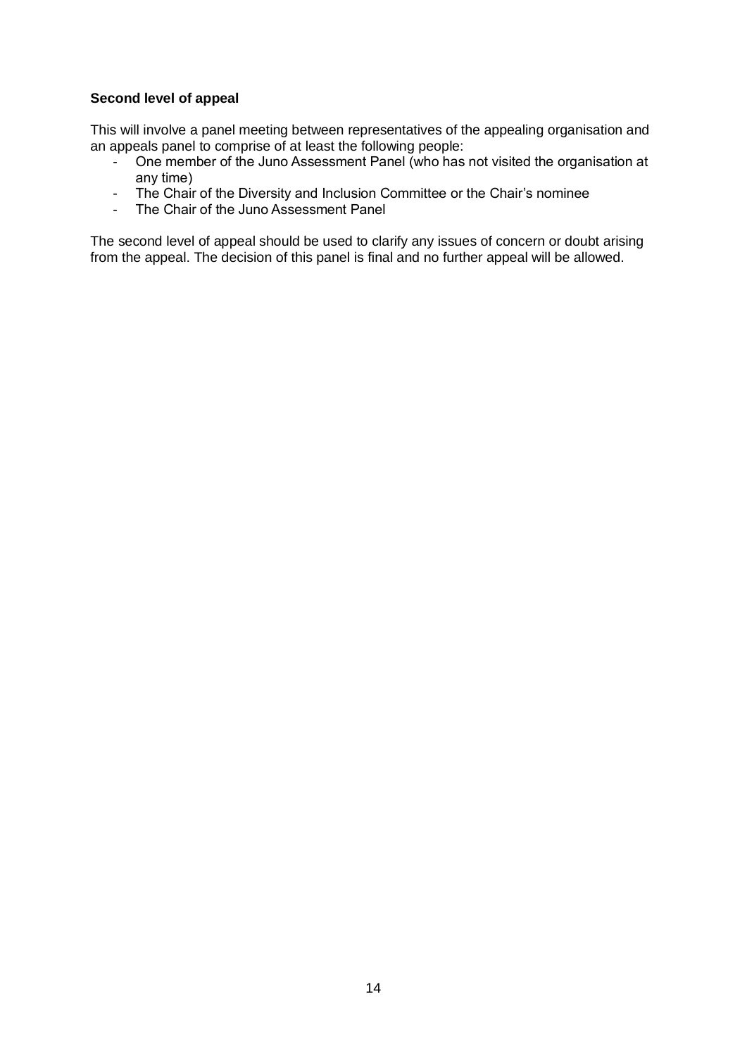**Second level of appeal**

This will involve a panel meeting between representatives of the appealing organisation and an appeals panel to comprise of at least the following people:

- One member of the Juno Assessment Panel (who has not visited the organisation at any time)
- The Chair of the Diversity and Inclusion Committee or the Chair's nominee
- The Chair of the Juno Assessment Panel

The second level of appeal should be used to clarify any issues of concern or doubt arising from the appeal. The decision of this panel is final and no further appeal will be allowed.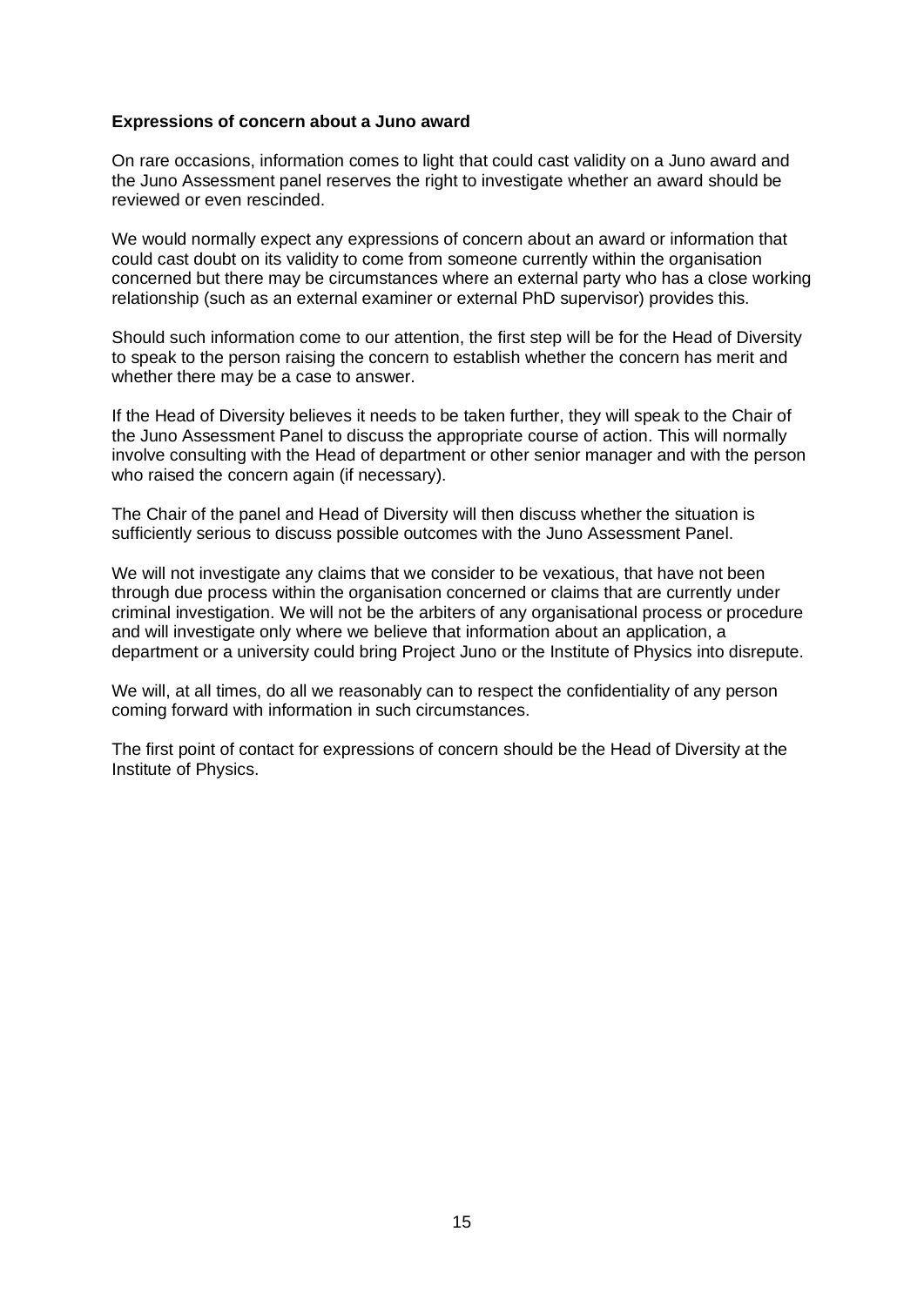**Expressions of concern about a Juno award**

On rare occasions, information comes to light that could cast validity on a Juno award and the Juno Assessment panel reserves the right to investigate whether an award should be reviewed or even rescinded.

We would normally expect any expressions of concern about an award or information that could cast doubt on its validity to come from someone currently within the organisation concerned but there may be circumstances where an external party who has a close working relationship (such as an external examiner or external PhD supervisor) provides this.

Should such information come to our attention, the first step will be for the Head of Diversity to speak to the person raising the concern to establish whether the concern has merit and whether there may be a case to answer.

If the Head of Diversity believes it needs to be taken further, they will speak to the Chair of the Juno Assessment Panel to discuss the appropriate course of action. This will normally involve consulting with the Head of department or other senior manager and with the person who raised the concern again (if necessary).

The Chair of the panel and Head of Diversity will then discuss whether the situation is sufficiently serious to discuss possible outcomes with the Juno Assessment Panel.

We will not investigate any claims that we consider to be vexatious, that have not been through due process within the organisation concerned or claims that are currently under criminal investigation. We will not be the arbiters of any organisational process or procedure and will investigate only where we believe that information about an application, a department or a university could bring Project Juno or the Institute of Physics into disrepute.

We will, at all times, do all we reasonably can to respect the confidentiality of any person coming forward with information in such circumstances.

The first point of contact for expressions of concern should be the Head of Diversity at the Institute of Physics.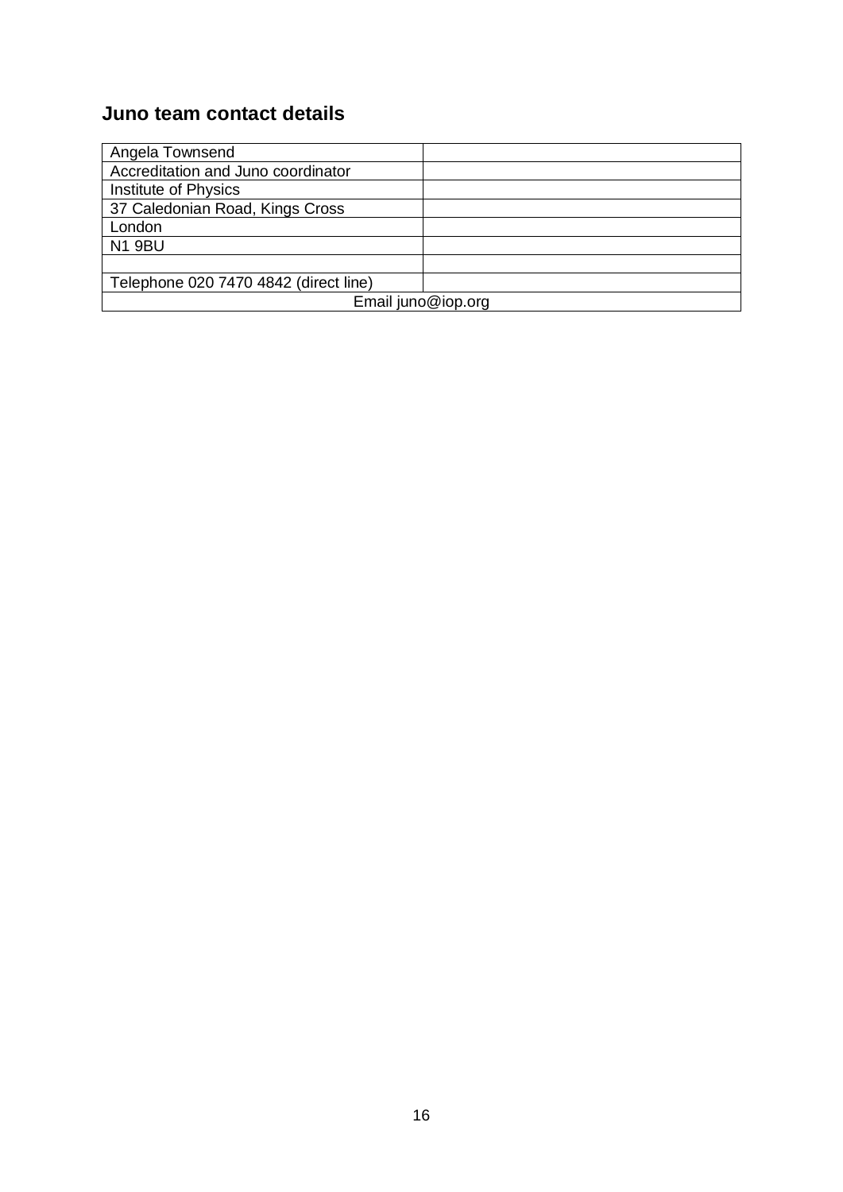## Juno team contact details

| Angela Townsend | |
|---|---|
| Accreditation and Juno coordinator | |
| Institute of Physics | |
| 37 Caledonian Road, Kings Cross | |
| London | |
| N1 9BU | |
| | |
| Telephone 020 7470 4842 (direct line) | |
| Email juno@iop.org | |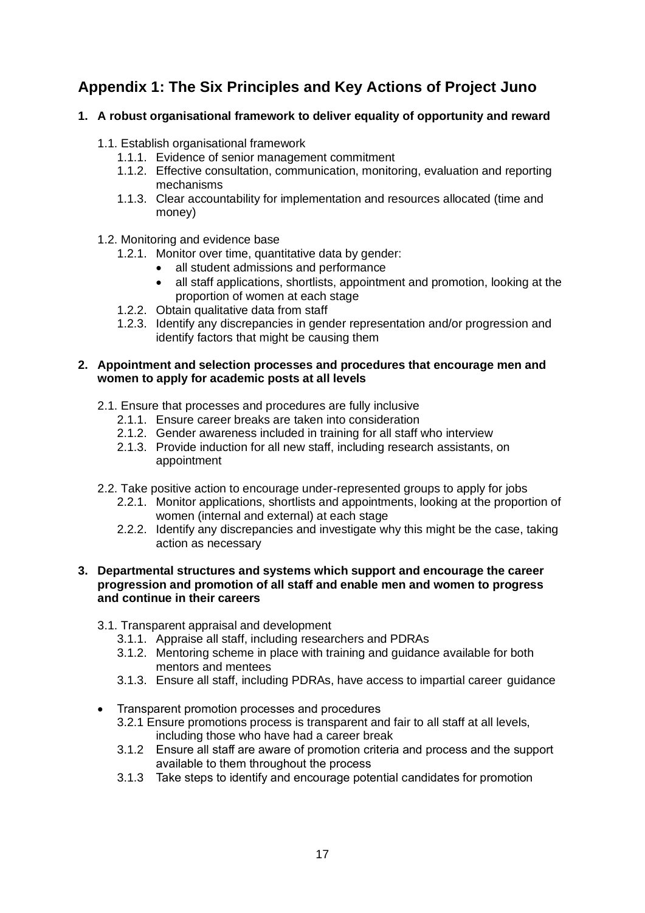## Appendix 1: The Six Principles and Key Actions of Project Juno

**1. A robust organisational framework to deliver equality of opportunity and reward**

- 1.1. Establish organisational framework
  - 1.1.1. Evidence of senior management commitment
  - 1.1.2. Effective consultation, communication, monitoring, evaluation and reporting mechanisms
  - 1.1.3. Clear accountability for implementation and resources allocated (time and money)

- 1.2. Monitoring and evidence base
  - 1.2.1. Monitor over time, quantitative data by gender:
    - all student admissions and performance
    - all staff applications, shortlists, appointment and promotion, looking at the proportion of women at each stage
  - 1.2.2. Obtain qualitative data from staff
  - 1.2.3. Identify any discrepancies in gender representation and/or progression and identify factors that might be causing them

**2. Appointment and selection processes and procedures that encourage men and women to apply for academic posts at all levels**

- 2.1. Ensure that processes and procedures are fully inclusive
  - 2.1.1. Ensure career breaks are taken into consideration
  - 2.1.2. Gender awareness included in training for all staff who interview
  - 2.1.3. Provide induction for all new staff, including research assistants, on appointment

- 2.2. Take positive action to encourage under-represented groups to apply for jobs
  - 2.2.1. Monitor applications, shortlists and appointments, looking at the proportion of women (internal and external) at each stage
  - 2.2.2. Identify any discrepancies and investigate why this might be the case, taking action as necessary

**3. Departmental structures and systems which support and encourage the career progression and promotion of all staff and enable men and women to progress and continue in their careers**

- 3.1. Transparent appraisal and development
  - 3.1.1. Appraise all staff, including researchers and PDRAs
  - 3.1.2. Mentoring scheme in place with training and guidance available for both mentors and mentees
  - 3.1.3. Ensure all staff, including PDRAs, have access to impartial career guidance

- Transparent promotion processes and procedures
  - 3.2.1 Ensure promotions process is transparent and fair to all staff at all levels, including those who have had a career break
  - 3.1.2 Ensure all staff are aware of promotion criteria and process and the support available to them throughout the process
  - 3.1.3 Take steps to identify and encourage potential candidates for promotion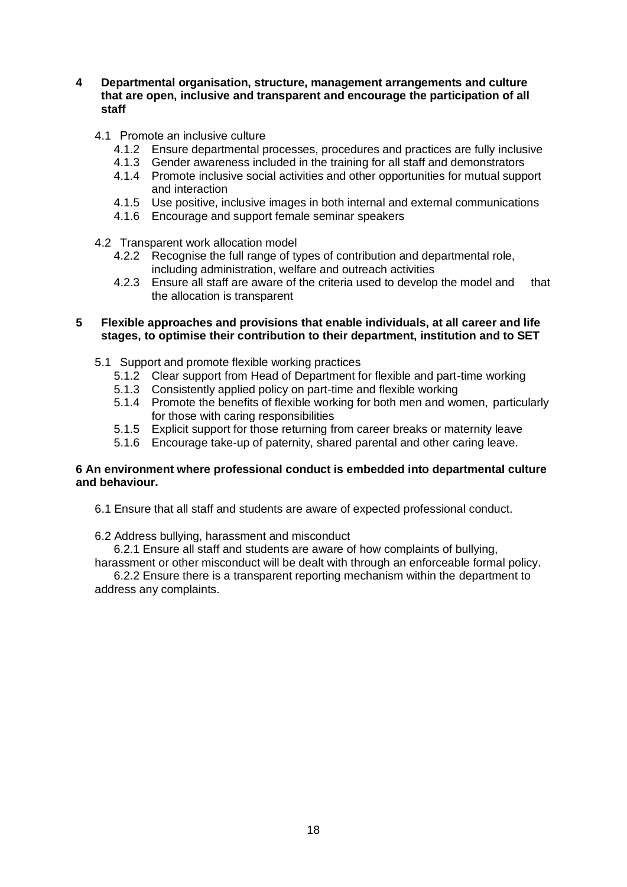**4 Departmental organisation, structure, management arrangements and culture that are open, inclusive and transparent and encourage the participation of all staff**

- 4.1 Promote an inclusive culture
  - 4.1.2 Ensure departmental processes, procedures and practices are fully inclusive
  - 4.1.3 Gender awareness included in the training for all staff and demonstrators
  - 4.1.4 Promote inclusive social activities and other opportunities for mutual support and interaction
  - 4.1.5 Use positive, inclusive images in both internal and external communications
  - 4.1.6 Encourage and support female seminar speakers
- 4.2 Transparent work allocation model
  - 4.2.2 Recognise the full range of types of contribution and departmental role, including administration, welfare and outreach activities
  - 4.2.3 Ensure all staff are aware of the criteria used to develop the model and that the allocation is transparent

**5 Flexible approaches and provisions that enable individuals, at all career and life stages, to optimise their contribution to their department, institution and to SET**

- 5.1 Support and promote flexible working practices
  - 5.1.2 Clear support from Head of Department for flexible and part-time working
  - 5.1.3 Consistently applied policy on part-time and flexible working
  - 5.1.4 Promote the benefits of flexible working for both men and women, particularly for those with caring responsibilities
  - 5.1.5 Explicit support for those returning from career breaks or maternity leave
  - 5.1.6 Encourage take-up of paternity, shared parental and other caring leave.

**6 An environment where professional conduct is embedded into departmental culture and behaviour.**

- 6.1 Ensure that all staff and students are aware of expected professional conduct.
- 6.2 Address bullying, harassment and misconduct
  - 6.2.1 Ensure all staff and students are aware of how complaints of bullying, harassment or other misconduct will be dealt with through an enforceable formal policy.
  - 6.2.2 Ensure there is a transparent reporting mechanism within the department to address any complaints.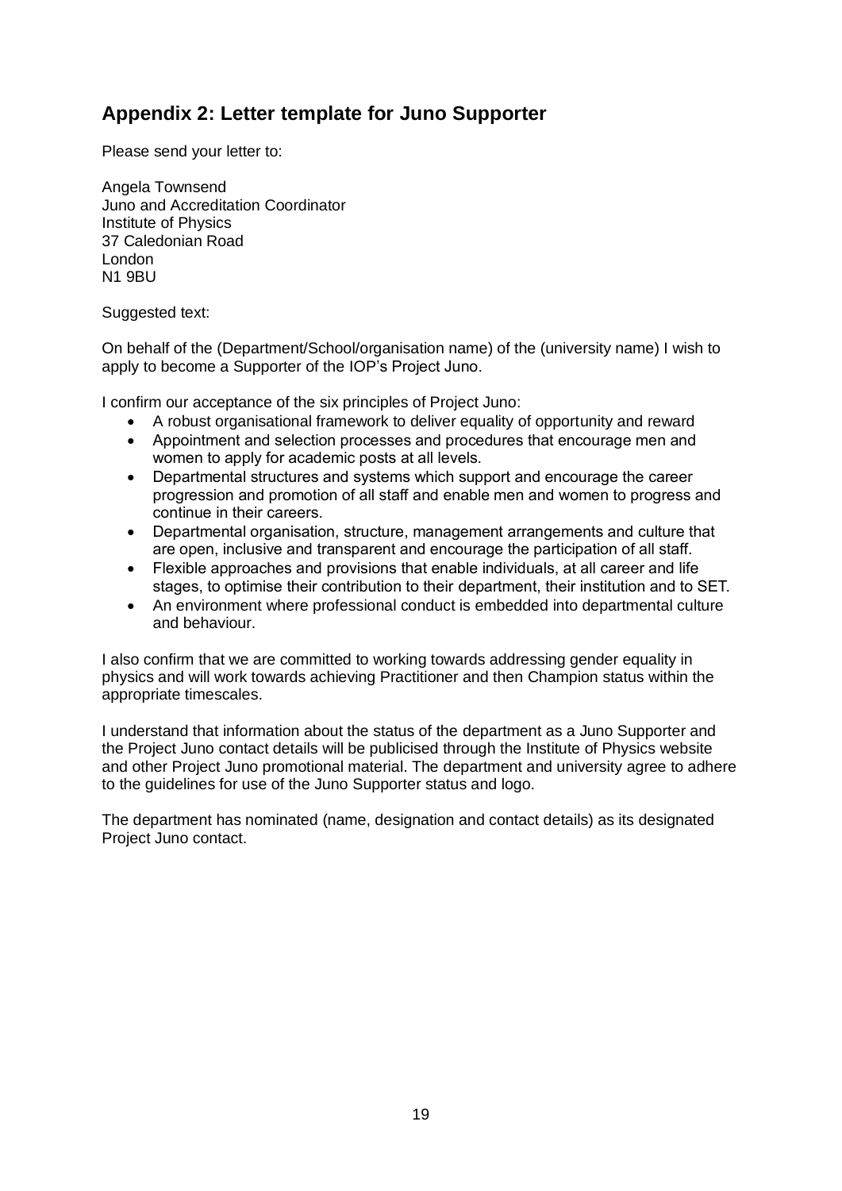## Appendix 2: Letter template for Juno Supporter

Please send your letter to:

Angela Townsend
Juno and Accreditation Coordinator
Institute of Physics
37 Caledonian Road
London
N1 9BU

Suggested text:

On behalf of the (Department/School/organisation name) of the (university name) I wish to apply to become a Supporter of the IOP's Project Juno.

I confirm our acceptance of the six principles of Project Juno:

- A robust organisational framework to deliver equality of opportunity and reward
- Appointment and selection processes and procedures that encourage men and women to apply for academic posts at all levels.
- Departmental structures and systems which support and encourage the career progression and promotion of all staff and enable men and women to progress and continue in their careers.
- Departmental organisation, structure, management arrangements and culture that are open, inclusive and transparent and encourage the participation of all staff.
- Flexible approaches and provisions that enable individuals, at all career and life stages, to optimise their contribution to their department, their institution and to SET.
- An environment where professional conduct is embedded into departmental culture and behaviour.

I also confirm that we are committed to working towards addressing gender equality in physics and will work towards achieving Practitioner and then Champion status within the appropriate timescales.

I understand that information about the status of the department as a Juno Supporter and the Project Juno contact details will be publicised through the Institute of Physics website and other Project Juno promotional material. The department and university agree to adhere to the guidelines for use of the Juno Supporter status and logo.

The department has nominated (name, designation and contact details) as its designated Project Juno contact.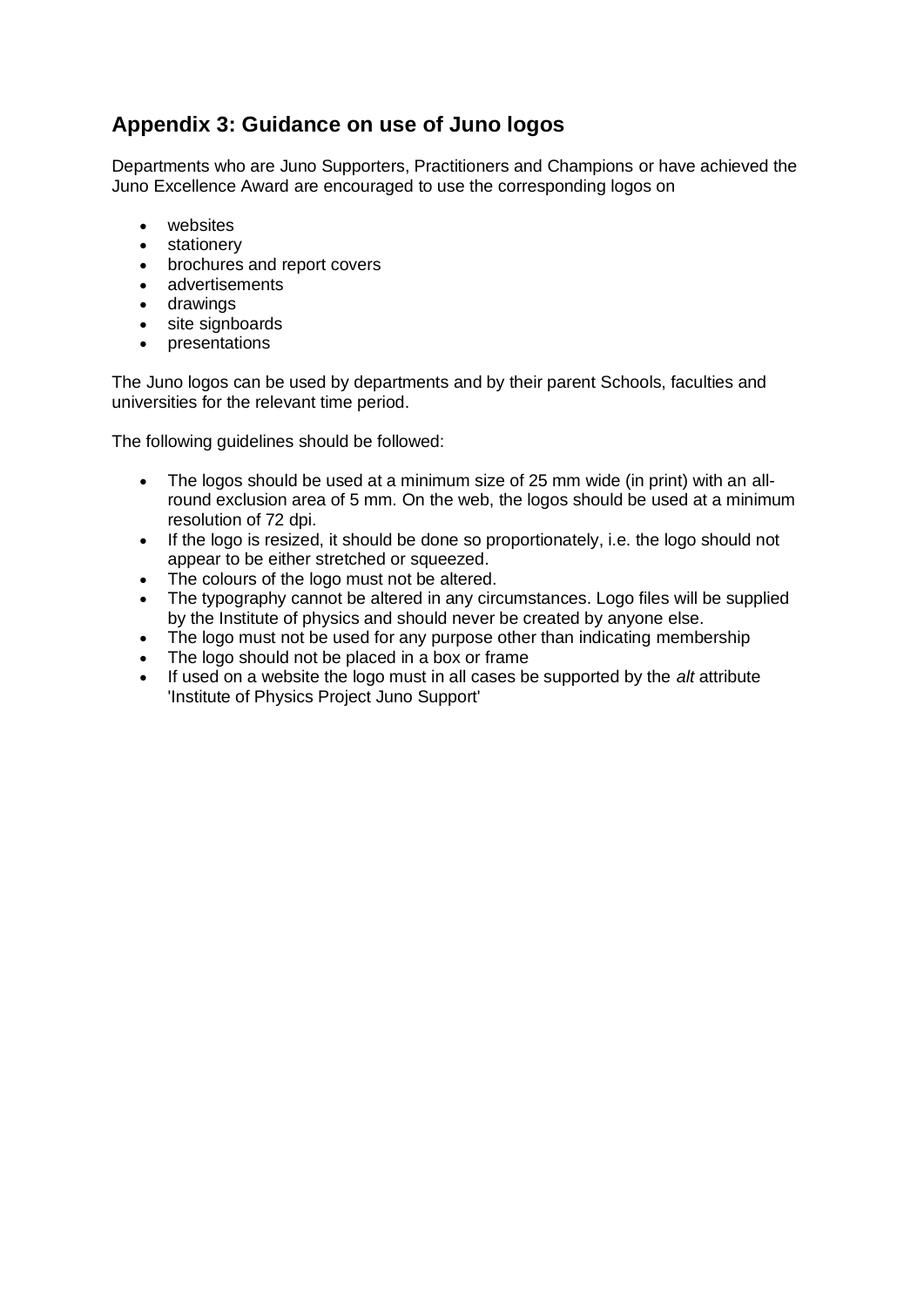## Appendix 3: Guidance on use of Juno logos

Departments who are Juno Supporters, Practitioners and Champions or have achieved the Juno Excellence Award are encouraged to use the corresponding logos on

- websites
- stationery
- brochures and report covers
- advertisements
- drawings
- site signboards
- presentations

The Juno logos can be used by departments and by their parent Schools, faculties and universities for the relevant time period.

The following guidelines should be followed:

- The logos should be used at a minimum size of 25 mm wide (in print) with an all-round exclusion area of 5 mm. On the web, the logos should be used at a minimum resolution of 72 dpi.
- If the logo is resized, it should be done so proportionately, i.e. the logo should not appear to be either stretched or squeezed.
- The colours of the logo must not be altered.
- The typography cannot be altered in any circumstances. Logo files will be supplied by the Institute of physics and should never be created by anyone else.
- The logo must not be used for any purpose other than indicating membership
- The logo should not be placed in a box or frame
- If used on a website the logo must in all cases be supported by the *alt* attribute 'Institute of Physics Project Juno Support'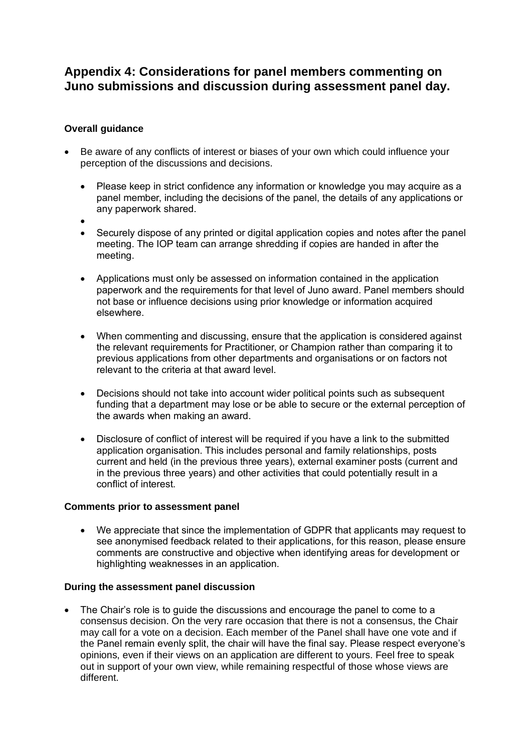## Appendix 4: Considerations for panel members commenting on Juno submissions and discussion during assessment panel day.

**Overall guidance**

- Be aware of any conflicts of interest or biases of your own which could influence your perception of the discussions and decisions.
  - Please keep in strict confidence any information or knowledge you may acquire as a panel member, including the decisions of the panel, the details of any applications or any paperwork shared.
  - Securely dispose of any printed or digital application copies and notes after the panel meeting. The IOP team can arrange shredding if copies are handed in after the meeting.
  - Applications must only be assessed on information contained in the application paperwork and the requirements for that level of Juno award. Panel members should not base or influence decisions using prior knowledge or information acquired elsewhere.
  - When commenting and discussing, ensure that the application is considered against the relevant requirements for Practitioner, or Champion rather than comparing it to previous applications from other departments and organisations or on factors not relevant to the criteria at that award level.
  - Decisions should not take into account wider political points such as subsequent funding that a department may lose or be able to secure or the external perception of the awards when making an award.
  - Disclosure of conflict of interest will be required if you have a link to the submitted application organisation. This includes personal and family relationships, posts current and held (in the previous three years), external examiner posts (current and in the previous three years) and other activities that could potentially result in a conflict of interest.

**Comments prior to assessment panel**

- We appreciate that since the implementation of GDPR that applicants may request to see anonymised feedback related to their applications, for this reason, please ensure comments are constructive and objective when identifying areas for development or highlighting weaknesses in an application.

**During the assessment panel discussion**

- The Chair's role is to guide the discussions and encourage the panel to come to a consensus decision. On the very rare occasion that there is not a consensus, the Chair may call for a vote on a decision. Each member of the Panel shall have one vote and if the Panel remain evenly split, the chair will have the final say. Please respect everyone's opinions, even if their views on an application are different to yours. Feel free to speak out in support of your own view, while remaining respectful of those whose views are different.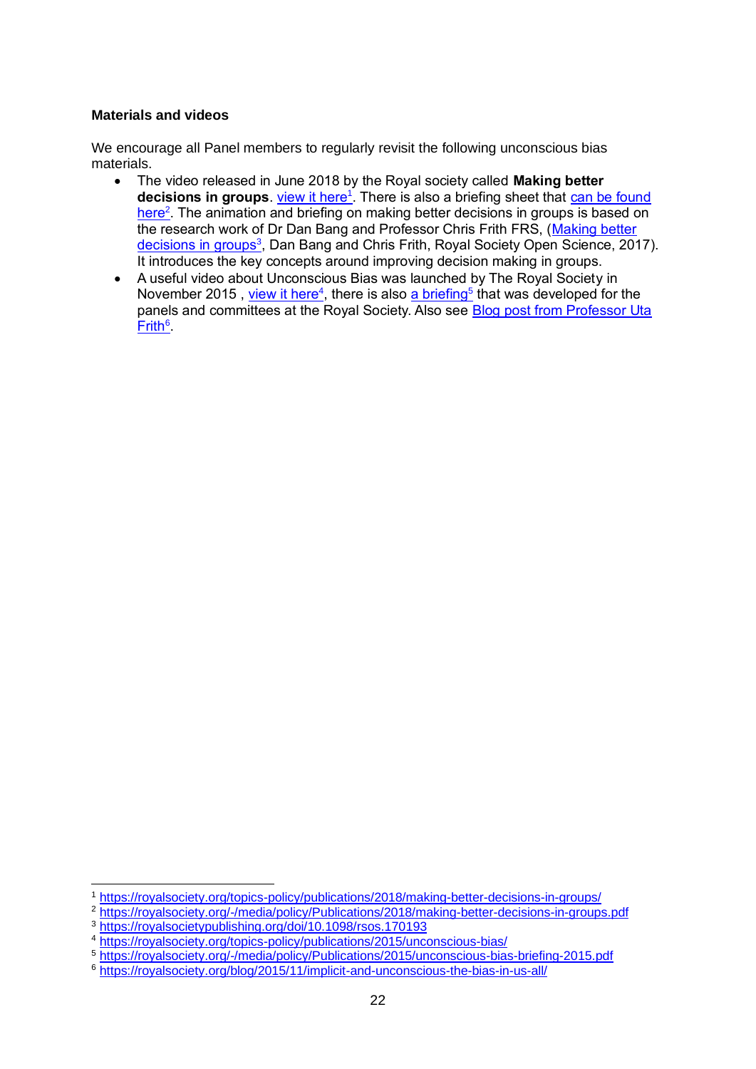**Materials and videos**

We encourage all Panel members to regularly revisit the following unconscious bias materials.

- The video released in June 2018 by the Royal society called **Making better decisions in groups**. view it here[1]. There is also a briefing sheet that can be found here[2]. The animation and briefing on making better decisions in groups is based on the research work of Dr Dan Bang and Professor Chris Frith FRS, (Making better decisions in groups[3], Dan Bang and Chris Frith, Royal Society Open Science, 2017). It introduces the key concepts around improving decision making in groups.
- A useful video about Unconscious Bias was launched by The Royal Society in November 2015 , view it here[4], there is also a briefing[5] that was developed for the panels and committees at the Royal Society. Also see Blog post from Professor Uta Frith[6].

---

[1] https://royalsociety.org/topics-policy/publications/2018/making-better-decisions-in-groups/

[2] https://royalsociety.org/-/media/policy/Publications/2018/making-better-decisions-in-groups.pdf

[3] https://royalsocietypublishing.org/doi/10.1098/rsos.170193

[4] https://royalsociety.org/topics-policy/publications/2015/unconscious-bias/

[5] https://royalsociety.org/-/media/policy/Publications/2015/unconscious-bias-briefing-2015.pdf

[6] https://royalsociety.org/blog/2015/11/implicit-and-unconscious-the-bias-in-us-all/